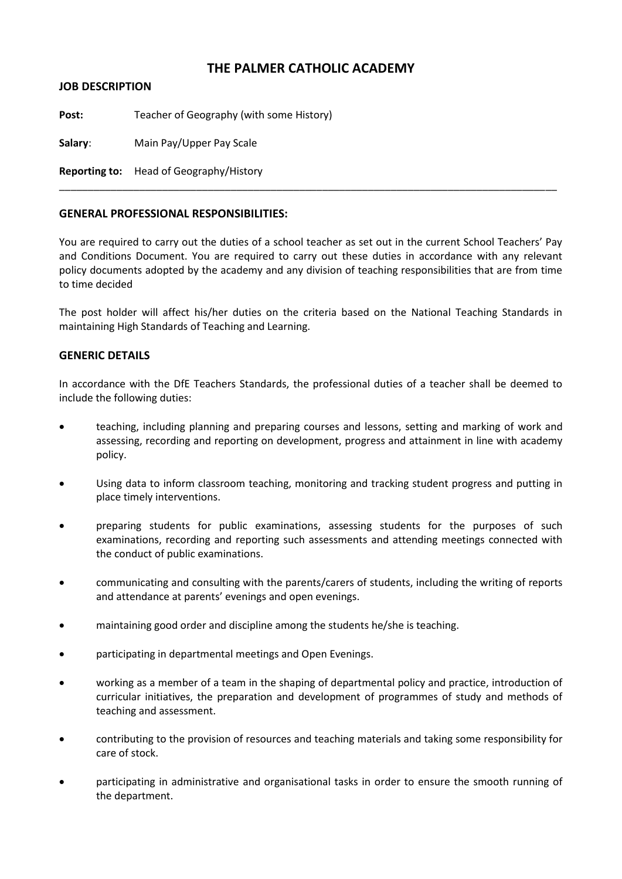# THE PALMER CATHOLIC ACADEMY

**JOB DESCRIPTION**

**Post:** Teacher of Geography (with some History)

**Salary**: Main Pay/Upper Pay Scale

**Reporting to:** Head of Geography/History

---

## GENERAL PROFESSIONAL RESPONSIBILITIES:

You are required to carry out the duties of a school teacher as set out in the current School Teachers' Pay and Conditions Document. You are required to carry out these duties in accordance with any relevant policy documents adopted by the academy and any division of teaching responsibilities that are from time to time decided

The post holder will affect his/her duties on the criteria based on the National Teaching Standards in maintaining High Standards of Teaching and Learning.

## GENERIC DETAILS

In accordance with the DfE Teachers Standards, the professional duties of a teacher shall be deemed to include the following duties:

- teaching, including planning and preparing courses and lessons, setting and marking of work and assessing, recording and reporting on development, progress and attainment in line with academy policy.
- Using data to inform classroom teaching, monitoring and tracking student progress and putting in place timely interventions.
- preparing students for public examinations, assessing students for the purposes of such examinations, recording and reporting such assessments and attending meetings connected with the conduct of public examinations.
- communicating and consulting with the parents/carers of students, including the writing of reports and attendance at parents' evenings and open evenings.
- maintaining good order and discipline among the students he/she is teaching.
- participating in departmental meetings and Open Evenings.
- working as a member of a team in the shaping of departmental policy and practice, introduction of curricular initiatives, the preparation and development of programmes of study and methods of teaching and assessment.
- contributing to the provision of resources and teaching materials and taking some responsibility for care of stock.
- participating in administrative and organisational tasks in order to ensure the smooth running of the department.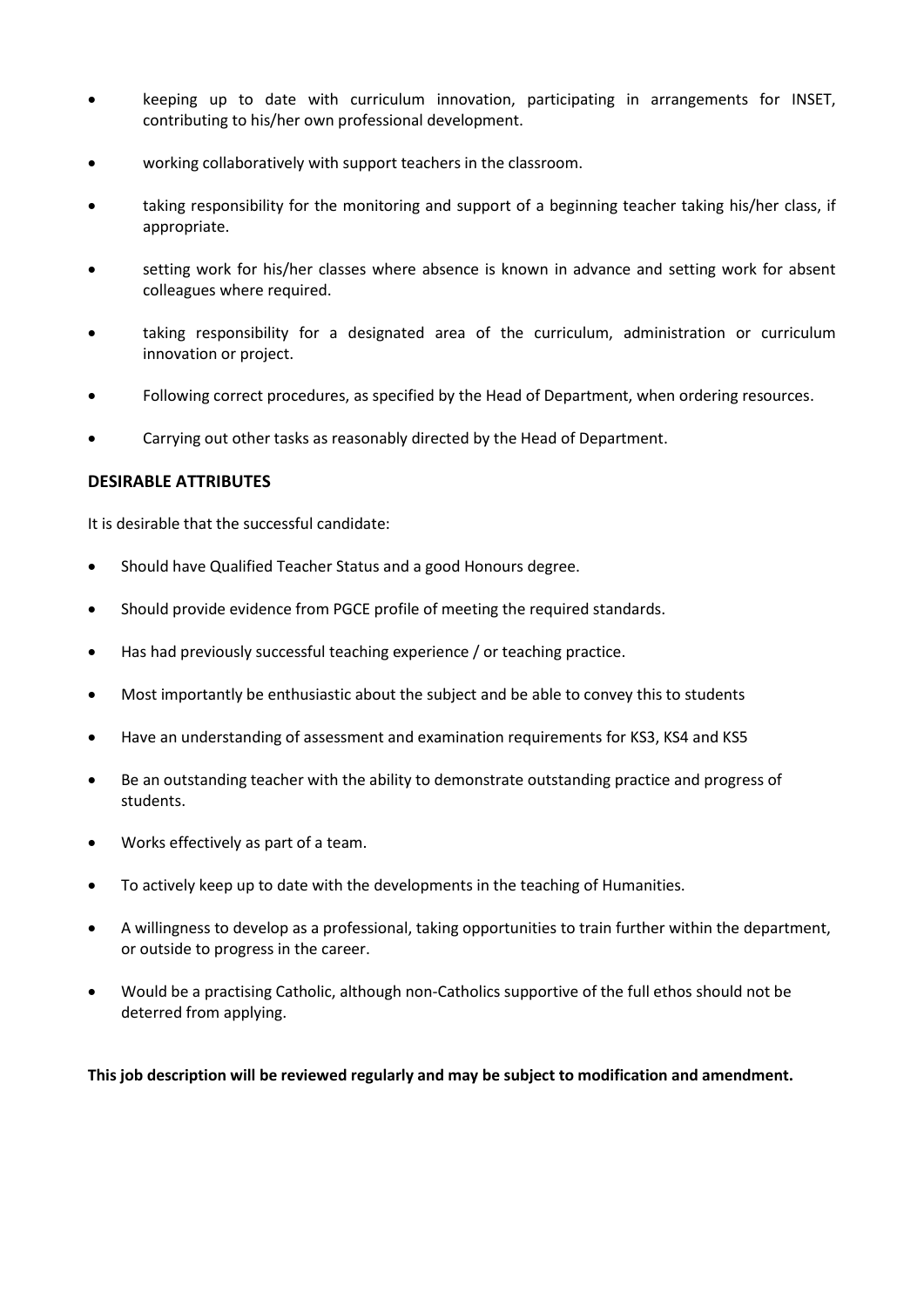- keeping up to date with curriculum innovation, participating in arrangements for INSET, contributing to his/her own professional development.
- working collaboratively with support teachers in the classroom.
- taking responsibility for the monitoring and support of a beginning teacher taking his/her class, if appropriate.
- setting work for his/her classes where absence is known in advance and setting work for absent colleagues where required.
- taking responsibility for a designated area of the curriculum, administration or curriculum innovation or project.
- Following correct procedures, as specified by the Head of Department, when ordering resources.
- Carrying out other tasks as reasonably directed by the Head of Department.

## DESIRABLE ATTRIBUTES

It is desirable that the successful candidate:

- Should have Qualified Teacher Status and a good Honours degree.
- Should provide evidence from PGCE profile of meeting the required standards.
- Has had previously successful teaching experience / or teaching practice.
- Most importantly be enthusiastic about the subject and be able to convey this to students
- Have an understanding of assessment and examination requirements for KS3, KS4 and KS5
- Be an outstanding teacher with the ability to demonstrate outstanding practice and progress of students.
- Works effectively as part of a team.
- To actively keep up to date with the developments in the teaching of Humanities.
- A willingness to develop as a professional, taking opportunities to train further within the department, or outside to progress in the career.
- Would be a practising Catholic, although non-Catholics supportive of the full ethos should not be deterred from applying.

**This job description will be reviewed regularly and may be subject to modification and amendment.**